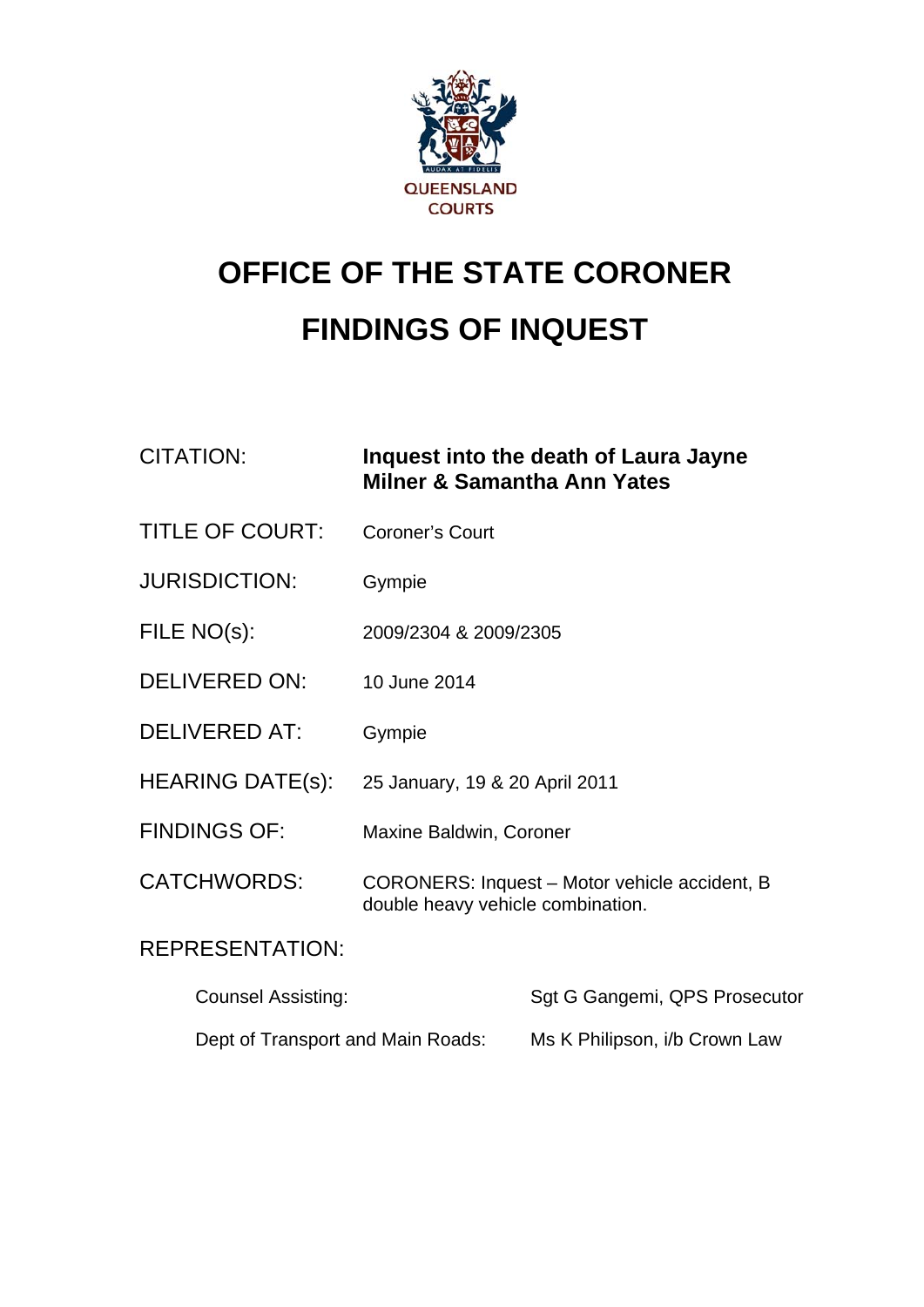QUEENSLAND COURTS

# OFFICE OF THE STATE CORONER

# FINDINGS OF INQUEST

| | |
|---|---|
| CITATION: | **Inquest into the death of Laura Jayne Milner & Samantha Ann Yates** |
| TITLE OF COURT: | Coroner's Court |
| JURISDICTION: | Gympie |
| FILE NO(s): | 2009/2304 & 2009/2305 |
| DELIVERED ON: | 10 June 2014 |
| DELIVERED AT: | Gympie |
| HEARING DATE(s): | 25 January, 19 & 20 April 2011 |
| FINDINGS OF: | Maxine Baldwin, Coroner |
| CATCHWORDS: | CORONERS: Inquest – Motor vehicle accident, B double heavy vehicle combination. |

REPRESENTATION:

| | |
|---|---|
| Counsel Assisting: | Sgt G Gangemi, QPS Prosecutor |
| Dept of Transport and Main Roads: | Ms K Philipson, i/b Crown Law |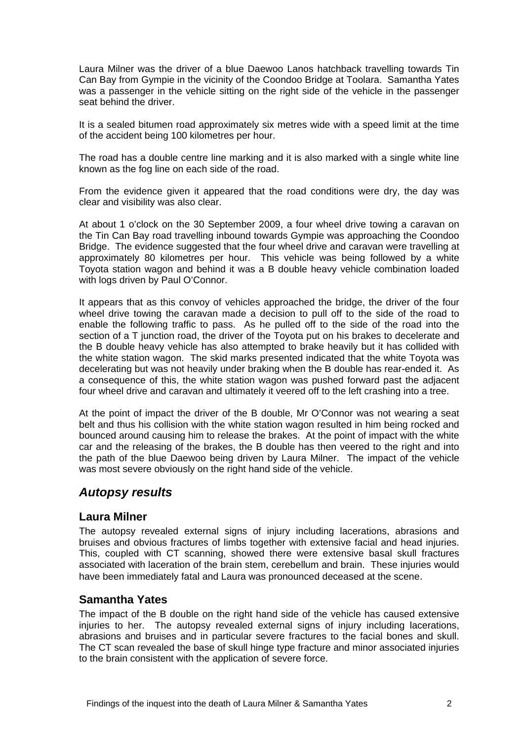Laura Milner was the driver of a blue Daewoo Lanos hatchback travelling towards Tin Can Bay from Gympie in the vicinity of the Coondoo Bridge at Toolara. Samantha Yates was a passenger in the vehicle sitting on the right side of the vehicle in the passenger seat behind the driver.

It is a sealed bitumen road approximately six metres wide with a speed limit at the time of the accident being 100 kilometres per hour.

The road has a double centre line marking and it is also marked with a single white line known as the fog line on each side of the road.

From the evidence given it appeared that the road conditions were dry, the day was clear and visibility was also clear.

At about 1 o'clock on the 30 September 2009, a four wheel drive towing a caravan on the Tin Can Bay road travelling inbound towards Gympie was approaching the Coondoo Bridge. The evidence suggested that the four wheel drive and caravan were travelling at approximately 80 kilometres per hour. This vehicle was being followed by a white Toyota station wagon and behind it was a B double heavy vehicle combination loaded with logs driven by Paul O'Connor.

It appears that as this convoy of vehicles approached the bridge, the driver of the four wheel drive towing the caravan made a decision to pull off to the side of the road to enable the following traffic to pass. As he pulled off to the side of the road into the section of a T junction road, the driver of the Toyota put on his brakes to decelerate and the B double heavy vehicle has also attempted to brake heavily but it has collided with the white station wagon. The skid marks presented indicated that the white Toyota was decelerating but was not heavily under braking when the B double has rear-ended it. As a consequence of this, the white station wagon was pushed forward past the adjacent four wheel drive and caravan and ultimately it veered off to the left crashing into a tree.

At the point of impact the driver of the B double, Mr O'Connor was not wearing a seat belt and thus his collision with the white station wagon resulted in him being rocked and bounced around causing him to release the brakes. At the point of impact with the white car and the releasing of the brakes, the B double has then veered to the right and into the path of the blue Daewoo being driven by Laura Milner. The impact of the vehicle was most severe obviously on the right hand side of the vehicle.

## *Autopsy results*

### Laura Milner

The autopsy revealed external signs of injury including lacerations, abrasions and bruises and obvious fractures of limbs together with extensive facial and head injuries. This, coupled with CT scanning, showed there were extensive basal skull fractures associated with laceration of the brain stem, cerebellum and brain. These injuries would have been immediately fatal and Laura was pronounced deceased at the scene.

### Samantha Yates

The impact of the B double on the right hand side of the vehicle has caused extensive injuries to her. The autopsy revealed external signs of injury including lacerations, abrasions and bruises and in particular severe fractures to the facial bones and skull. The CT scan revealed the base of skull hinge type fracture and minor associated injuries to the brain consistent with the application of severe force.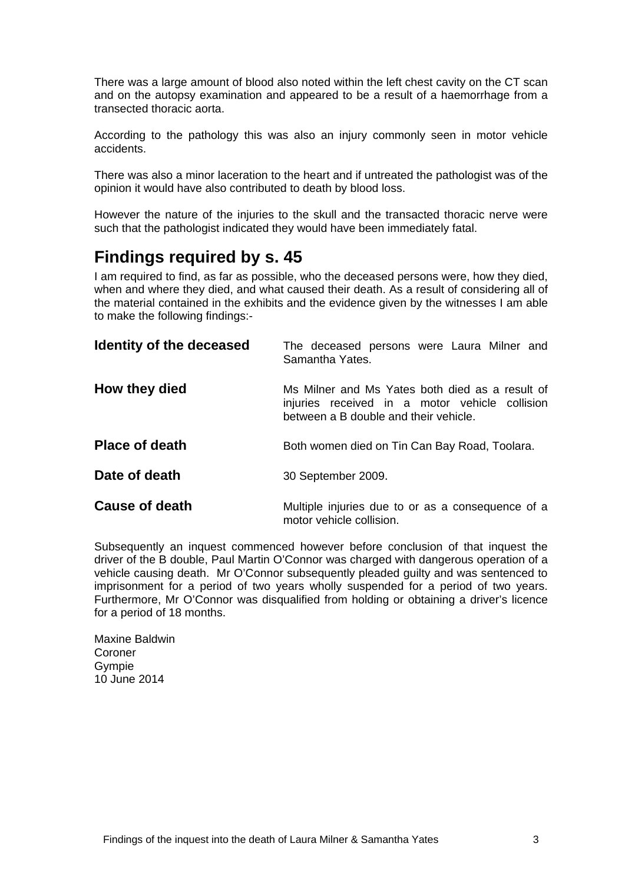There was a large amount of blood also noted within the left chest cavity on the CT scan and on the autopsy examination and appeared to be a result of a haemorrhage from a transected thoracic aorta.

According to the pathology this was also an injury commonly seen in motor vehicle accidents.

There was also a minor laceration to the heart and if untreated the pathologist was of the opinion it would have also contributed to death by blood loss.

However the nature of the injuries to the skull and the transacted thoracic nerve were such that the pathologist indicated they would have been immediately fatal.

## Findings required by s. 45

I am required to find, as far as possible, who the deceased persons were, how they died, when and where they died, and what caused their death. As a result of considering all of the material contained in the exhibits and the evidence given by the witnesses I am able to make the following findings:-

| | |
|---|---|
| **Identity of the deceased** | The deceased persons were Laura Milner and Samantha Yates. |
| **How they died** | Ms Milner and Ms Yates both died as a result of injuries received in a motor vehicle collision between a B double and their vehicle. |
| **Place of death** | Both women died on Tin Can Bay Road, Toolara. |
| **Date of death** | 30 September 2009. |
| **Cause of death** | Multiple injuries due to or as a consequence of a motor vehicle collision. |

Subsequently an inquest commenced however before conclusion of that inquest the driver of the B double, Paul Martin O'Connor was charged with dangerous operation of a vehicle causing death. Mr O'Connor subsequently pleaded guilty and was sentenced to imprisonment for a period of two years wholly suspended for a period of two years. Furthermore, Mr O'Connor was disqualified from holding or obtaining a driver's licence for a period of 18 months.

Maxine Baldwin
Coroner
Gympie
10 June 2014